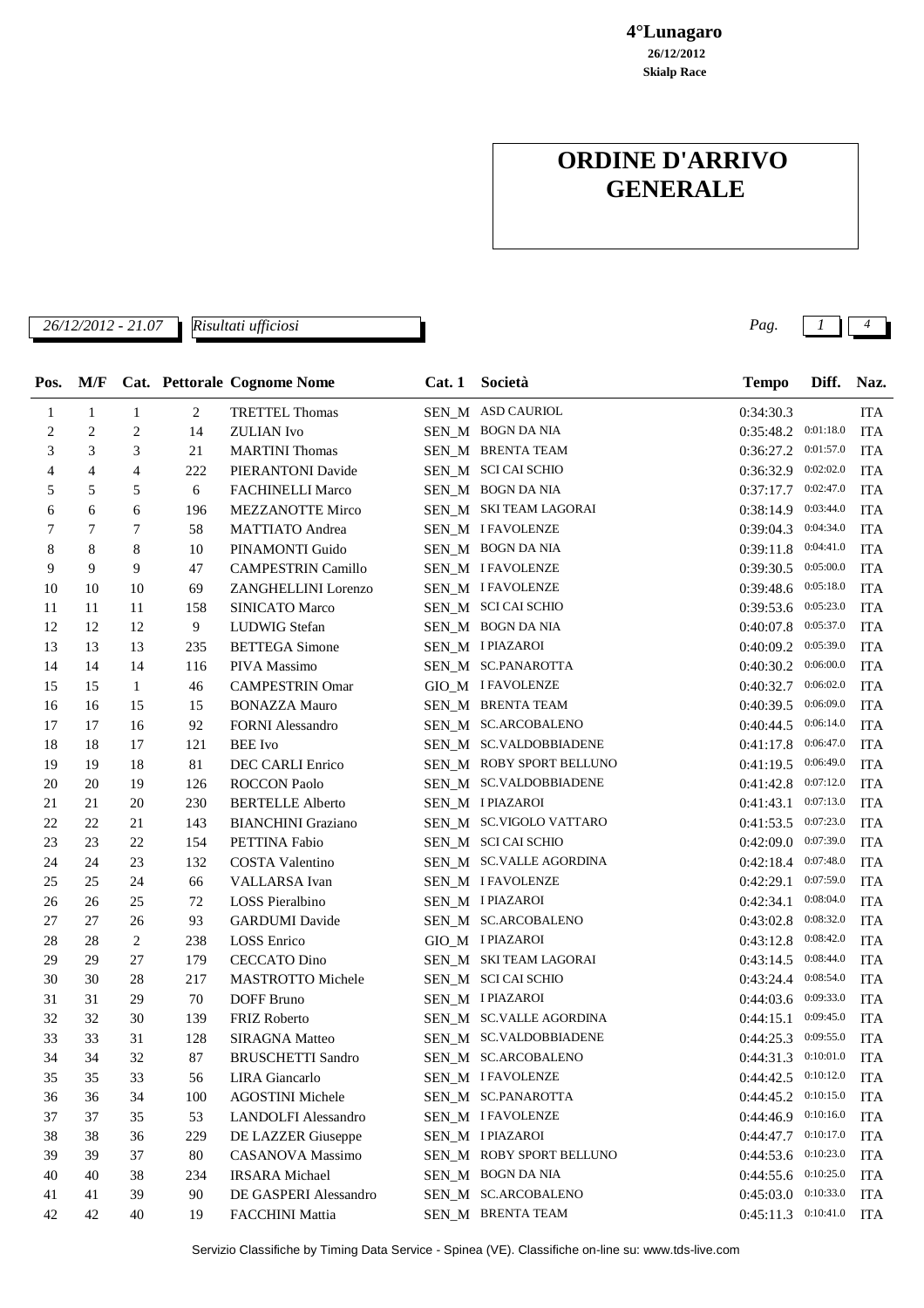**4°Lunagaro**
**26/12/2012**
**Skialp Race**

# ORDINE D'ARRIVO GENERALE

*26/12/2012 - 21.07* *Risultati ufficiosi*

| Pos. | M/F | Cat. | Pettorale | Cognome Nome | Cat. 1 | Società | Tempo | Diff. | Naz. |
|---|---|---|---|---|---|---|---|---|---|
| 1 | 1 | 1 | 2 | TRETTEL Thomas | SEN_M | ASD CAURIOL | 0:34:30.3 | | ITA |
| 2 | 2 | 2 | 14 | ZULIAN Ivo | SEN_M | BOGN DA NIA | 0:35:48.2 | 0:01:18.0 | ITA |
| 3 | 3 | 3 | 21 | MARTINI Thomas | SEN_M | BRENTA TEAM | 0:36:27.2 | 0:01:57.0 | ITA |
| 4 | 4 | 4 | 222 | PIERANTONI Davide | SEN_M | SCI CAI SCHIO | 0:36:32.9 | 0:02:02.0 | ITA |
| 5 | 5 | 5 | 6 | FACHINELLI Marco | SEN_M | BOGN DA NIA | 0:37:17.7 | 0:02:47.0 | ITA |
| 6 | 6 | 6 | 196 | MEZZANOTTE Mirco | SEN_M | SKI TEAM LAGORAI | 0:38:14.9 | 0:03:44.0 | ITA |
| 7 | 7 | 7 | 58 | MATTIATO Andrea | SEN_M | I FAVOLENZE | 0:39:04.3 | 0:04:34.0 | ITA |
| 8 | 8 | 8 | 10 | PINAMONTI Guido | SEN_M | BOGN DA NIA | 0:39:11.8 | 0:04:41.0 | ITA |
| 9 | 9 | 9 | 47 | CAMPESTRIN Camillo | SEN_M | I FAVOLENZE | 0:39:30.5 | 0:05:00.0 | ITA |
| 10 | 10 | 10 | 69 | ZANGHELLINI Lorenzo | SEN_M | I FAVOLENZE | 0:39:48.6 | 0:05:18.0 | ITA |
| 11 | 11 | 11 | 158 | SINICATO Marco | SEN_M | SCI CAI SCHIO | 0:39:53.6 | 0:05:23.0 | ITA |
| 12 | 12 | 12 | 9 | LUDWIG Stefan | SEN_M | BOGN DA NIA | 0:40:07.8 | 0:05:37.0 | ITA |
| 13 | 13 | 13 | 235 | BETTEGA Simone | SEN_M | I PIAZAROI | 0:40:09.2 | 0:05:39.0 | ITA |
| 14 | 14 | 14 | 116 | PIVA Massimo | SEN_M | SC.PANAROTTA | 0:40:30.2 | 0:06:00.0 | ITA |
| 15 | 15 | 1 | 46 | CAMPESTRIN Omar | GIO_M | I FAVOLENZE | 0:40:32.7 | 0:06:02.0 | ITA |
| 16 | 16 | 15 | 15 | BONAZZA Mauro | SEN_M | BRENTA TEAM | 0:40:39.5 | 0:06:09.0 | ITA |
| 17 | 17 | 16 | 92 | FORNI Alessandro | SEN_M | SC.ARCOBALENO | 0:40:44.5 | 0:06:14.0 | ITA |
| 18 | 18 | 17 | 121 | BEE Ivo | SEN_M | SC.VALDOBBIADENE | 0:41:17.8 | 0:06:47.0 | ITA |
| 19 | 19 | 18 | 81 | DEC CARLI Enrico | SEN_M | ROBY SPORT BELLUNO | 0:41:19.5 | 0:06:49.0 | ITA |
| 20 | 20 | 19 | 126 | ROCCON Paolo | SEN_M | SC.VALDOBBIADENE | 0:41:42.8 | 0:07:12.0 | ITA |
| 21 | 21 | 20 | 230 | BERTELLE Alberto | SEN_M | I PIAZAROI | 0:41:43.1 | 0:07:13.0 | ITA |
| 22 | 22 | 21 | 143 | BIANCHINI Graziano | SEN_M | SC.VIGOLO VATTARO | 0:41:53.5 | 0:07:23.0 | ITA |
| 23 | 23 | 22 | 154 | PETTINA Fabio | SEN_M | SCI CAI SCHIO | 0:42:09.0 | 0:07:39.0 | ITA |
| 24 | 24 | 23 | 132 | COSTA Valentino | SEN_M | SC.VALLE AGORDINA | 0:42:18.4 | 0:07:48.0 | ITA |
| 25 | 25 | 24 | 66 | VALLARSA Ivan | SEN_M | I FAVOLENZE | 0:42:29.1 | 0:07:59.0 | ITA |
| 26 | 26 | 25 | 72 | LOSS Pieralbino | SEN_M | I PIAZAROI | 0:42:34.1 | 0:08:04.0 | ITA |
| 27 | 27 | 26 | 93 | GARDUMI Davide | SEN_M | SC.ARCOBALENO | 0:43:02.8 | 0:08:32.0 | ITA |
| 28 | 28 | 2 | 238 | LOSS Enrico | GIO_M | I PIAZAROI | 0:43:12.8 | 0:08:42.0 | ITA |
| 29 | 29 | 27 | 179 | CECCATO Dino | SEN_M | SKI TEAM LAGORAI | 0:43:14.5 | 0:08:44.0 | ITA |
| 30 | 30 | 28 | 217 | MASTROTTO Michele | SEN_M | SCI CAI SCHIO | 0:43:24.4 | 0:08:54.0 | ITA |
| 31 | 31 | 29 | 70 | DOFF Bruno | SEN_M | I PIAZAROI | 0:44:03.6 | 0:09:33.0 | ITA |
| 32 | 32 | 30 | 139 | FRIZ Roberto | SEN_M | SC.VALLE AGORDINA | 0:44:15.1 | 0:09:45.0 | ITA |
| 33 | 33 | 31 | 128 | SIRAGNA Matteo | SEN_M | SC.VALDOBBIADENE | 0:44:25.3 | 0:09:55.0 | ITA |
| 34 | 34 | 32 | 87 | BRUSCHETTI Sandro | SEN_M | SC.ARCOBALENO | 0:44:31.3 | 0:10:01.0 | ITA |
| 35 | 35 | 33 | 56 | LIRA Giancarlo | SEN_M | I FAVOLENZE | 0:44:42.5 | 0:10:12.0 | ITA |
| 36 | 36 | 34 | 100 | AGOSTINI Michele | SEN_M | SC.PANAROTTA | 0:44:45.2 | 0:10:15.0 | ITA |
| 37 | 37 | 35 | 53 | LANDOLFI Alessandro | SEN_M | I FAVOLENZE | 0:44:46.9 | 0:10:16.0 | ITA |
| 38 | 38 | 36 | 229 | DE LAZZER Giuseppe | SEN_M | I PIAZAROI | 0:44:47.7 | 0:10:17.0 | ITA |
| 39 | 39 | 37 | 80 | CASANOVA Massimo | SEN_M | ROBY SPORT BELLUNO | 0:44:53.6 | 0:10:23.0 | ITA |
| 40 | 40 | 38 | 234 | IRSARA Michael | SEN_M | BOGN DA NIA | 0:44:55.6 | 0:10:25.0 | ITA |
| 41 | 41 | 39 | 90 | DE GASPERI Alessandro | SEN_M | SC.ARCOBALENO | 0:45:03.0 | 0:10:33.0 | ITA |
| 42 | 42 | 40 | 19 | FACCHINI Mattia | SEN_M | BRENTA TEAM | 0:45:11.3 | 0:10:41.0 | ITA |

Servizio Classifiche by Timing Data Service - Spinea (VE). Classifiche on-line su: www.tds-live.com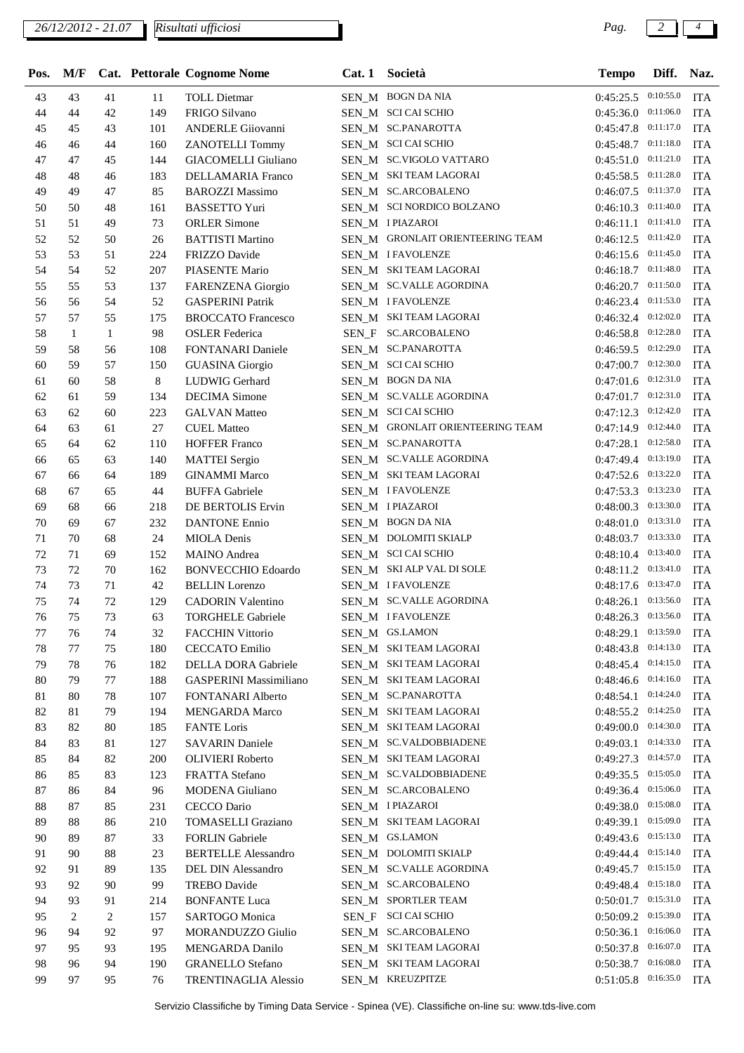| Pos. | M/F | Cat. | Pettorale | Cognome Nome | Cat. 1 | Società | Tempo | Diff. | Naz. |
|---|---|---|---|---|---|---|---|---|---|
| 43 | 43 | 41 | 11 | TOLL Dietmar | SEN_M | BOGN DA NIA | 0:45:25.5 | 0:10:55.0 | ITA |
| 44 | 44 | 42 | 149 | FRIGO Silvano | SEN_M | SCI CAI SCHIO | 0:45:36.0 | 0:11:06.0 | ITA |
| 45 | 45 | 43 | 101 | ANDERLE Giiovanni | SEN_M | SC.PANAROTTA | 0:45:47.8 | 0:11:17.0 | ITA |
| 46 | 46 | 44 | 160 | ZANOTELLI Tommy | SEN_M | SCI CAI SCHIO | 0:45:48.7 | 0:11:18.0 | ITA |
| 47 | 47 | 45 | 144 | GIACOMELLI Giuliano | SEN_M | SC.VIGOLO VATTARO | 0:45:51.0 | 0:11:21.0 | ITA |
| 48 | 48 | 46 | 183 | DELLAMARIA Franco | SEN_M | SKI TEAM LAGORAI | 0:45:58.5 | 0:11:28.0 | ITA |
| 49 | 49 | 47 | 85 | BAROZZI Massimo | SEN_M | SC.ARCOBALENO | 0:46:07.5 | 0:11:37.0 | ITA |
| 50 | 50 | 48 | 161 | BASSETTO Yuri | SEN_M | SCI NORDICO BOLZANO | 0:46:10.3 | 0:11:40.0 | ITA |
| 51 | 51 | 49 | 73 | ORLER Simone | SEN_M | I PIAZAROI | 0:46:11.1 | 0:11:41.0 | ITA |
| 52 | 52 | 50 | 26 | BATTISTI Martino | SEN_M | GRONLAIT ORIENTEERING TEAM | 0:46:12.5 | 0:11:42.0 | ITA |
| 53 | 53 | 51 | 224 | FRIZZO Davide | SEN_M | I FAVOLENZE | 0:46:15.6 | 0:11:45.0 | ITA |
| 54 | 54 | 52 | 207 | PIASENTE Mario | SEN_M | SKI TEAM LAGORAI | 0:46:18.7 | 0:11:48.0 | ITA |
| 55 | 55 | 53 | 137 | FARENZENA Giorgio | SEN_M | SC.VALLE AGORDINA | 0:46:20.7 | 0:11:50.0 | ITA |
| 56 | 56 | 54 | 52 | GASPERINI Patrik | SEN_M | I FAVOLENZE | 0:46:23.4 | 0:11:53.0 | ITA |
| 57 | 57 | 55 | 175 | BROCCATO Francesco | SEN_M | SKI TEAM LAGORAI | 0:46:32.4 | 0:12:02.0 | ITA |
| 58 | 1 | 1 | 98 | OSLER Federica | SEN_F | SC.ARCOBALENO | 0:46:58.8 | 0:12:28.0 | ITA |
| 59 | 58 | 56 | 108 | FONTANARI Daniele | SEN_M | SC.PANAROTTA | 0:46:59.5 | 0:12:29.0 | ITA |
| 60 | 59 | 57 | 150 | GUASINA Giorgio | SEN_M | SCI CAI SCHIO | 0:47:00.7 | 0:12:30.0 | ITA |
| 61 | 60 | 58 | 8 | LUDWIG Gerhard | SEN_M | BOGN DA NIA | 0:47:01.6 | 0:12:31.0 | ITA |
| 62 | 61 | 59 | 134 | DECIMA Simone | SEN_M | SC.VALLE AGORDINA | 0:47:01.7 | 0:12:31.0 | ITA |
| 63 | 62 | 60 | 223 | GALVAN Matteo | SEN_M | SCI CAI SCHIO | 0:47:12.3 | 0:12:42.0 | ITA |
| 64 | 63 | 61 | 27 | CUEL Matteo | SEN_M | GRONLAIT ORIENTEERING TEAM | 0:47:14.9 | 0:12:44.0 | ITA |
| 65 | 64 | 62 | 110 | HOFFER Franco | SEN_M | SC.PANAROTTA | 0:47:28.1 | 0:12:58.0 | ITA |
| 66 | 65 | 63 | 140 | MATTEI Sergio | SEN_M | SC.VALLE AGORDINA | 0:47:49.4 | 0:13:19.0 | ITA |
| 67 | 66 | 64 | 189 | GINAMMI Marco | SEN_M | SKI TEAM LAGORAI | 0:47:52.6 | 0:13:22.0 | ITA |
| 68 | 67 | 65 | 44 | BUFFA Gabriele | SEN_M | I FAVOLENZE | 0:47:53.3 | 0:13:23.0 | ITA |
| 69 | 68 | 66 | 218 | DE BERTOLIS Ervin | SEN_M | I PIAZAROI | 0:48:00.3 | 0:13:30.0 | ITA |
| 70 | 69 | 67 | 232 | DANTONE Ennio | SEN_M | BOGN DA NIA | 0:48:01.0 | 0:13:31.0 | ITA |
| 71 | 70 | 68 | 24 | MIOLA Denis | SEN_M | DOLOMITI SKIALP | 0:48:03.7 | 0:13:33.0 | ITA |
| 72 | 71 | 69 | 152 | MAINO Andrea | SEN_M | SCI CAI SCHIO | 0:48:10.4 | 0:13:40.0 | ITA |
| 73 | 72 | 70 | 162 | BONVECCHIO Edoardo | SEN_M | SKI ALP VAL DI SOLE | 0:48:11.2 | 0:13:41.0 | ITA |
| 74 | 73 | 71 | 42 | BELLIN Lorenzo | SEN_M | I FAVOLENZE | 0:48:17.6 | 0:13:47.0 | ITA |
| 75 | 74 | 72 | 129 | CADORIN Valentino | SEN_M | SC.VALLE AGORDINA | 0:48:26.1 | 0:13:56.0 | ITA |
| 76 | 75 | 73 | 63 | TORGHELE Gabriele | SEN_M | I FAVOLENZE | 0:48:26.3 | 0:13:56.0 | ITA |
| 77 | 76 | 74 | 32 | FACCHIN Vittorio | SEN_M | GS.LAMON | 0:48:29.1 | 0:13:59.0 | ITA |
| 78 | 77 | 75 | 180 | CECCATO Emilio | SEN_M | SKI TEAM LAGORAI | 0:48:43.8 | 0:14:13.0 | ITA |
| 79 | 78 | 76 | 182 | DELLA DORA Gabriele | SEN_M | SKI TEAM LAGORAI | 0:48:45.4 | 0:14:15.0 | ITA |
| 80 | 79 | 77 | 188 | GASPERINI Massimiliano | SEN_M | SKI TEAM LAGORAI | 0:48:46.6 | 0:14:16.0 | ITA |
| 81 | 80 | 78 | 107 | FONTANARI Alberto | SEN_M | SC.PANAROTTA | 0:48:54.1 | 0:14:24.0 | ITA |
| 82 | 81 | 79 | 194 | MENGARDA Marco | SEN_M | SKI TEAM LAGORAI | 0:48:55.2 | 0:14:25.0 | ITA |
| 83 | 82 | 80 | 185 | FANTE Loris | SEN_M | SKI TEAM LAGORAI | 0:49:00.0 | 0:14:30.0 | ITA |
| 84 | 83 | 81 | 127 | SAVARIN Daniele | SEN_M | SC.VALDOBBIADENE | 0:49:03.1 | 0:14:33.0 | ITA |
| 85 | 84 | 82 | 200 | OLIVIERI Roberto | SEN_M | SKI TEAM LAGORAI | 0:49:27.3 | 0:14:57.0 | ITA |
| 86 | 85 | 83 | 123 | FRATTA Stefano | SEN_M | SC.VALDOBBIADENE | 0:49:35.5 | 0:15:05.0 | ITA |
| 87 | 86 | 84 | 96 | MODENA Giuliano | SEN_M | SC.ARCOBALENO | 0:49:36.4 | 0:15:06.0 | ITA |
| 88 | 87 | 85 | 231 | CECCO Dario | SEN_M | I PIAZAROI | 0:49:38.0 | 0:15:08.0 | ITA |
| 89 | 88 | 86 | 210 | TOMASELLI Graziano | SEN_M | SKI TEAM LAGORAI | 0:49:39.1 | 0:15:09.0 | ITA |
| 90 | 89 | 87 | 33 | FORLIN Gabriele | SEN_M | GS.LAMON | 0:49:43.6 | 0:15:13.0 | ITA |
| 91 | 90 | 88 | 23 | BERTELLE Alessandro | SEN_M | DOLOMITI SKIALP | 0:49:44.4 | 0:15:14.0 | ITA |
| 92 | 91 | 89 | 135 | DEL DIN Alessandro | SEN_M | SC.VALLE AGORDINA | 0:49:45.7 | 0:15:15.0 | ITA |
| 93 | 92 | 90 | 99 | TREBO Davide | SEN_M | SC.ARCOBALENO | 0:49:48.4 | 0:15:18.0 | ITA |
| 94 | 93 | 91 | 214 | BONFANTE Luca | SEN_M | SPORTLER TEAM | 0:50:01.7 | 0:15:31.0 | ITA |
| 95 | 2 | 2 | 157 | SARTOGO Monica | SEN_F | SCI CAI SCHIO | 0:50:09.2 | 0:15:39.0 | ITA |
| 96 | 94 | 92 | 97 | MORANDUZZO Giulio | SEN_M | SC.ARCOBALENO | 0:50:36.1 | 0:16:06.0 | ITA |
| 97 | 95 | 93 | 195 | MENGARDA Danilo | SEN_M | SKI TEAM LAGORAI | 0:50:37.8 | 0:16:07.0 | ITA |
| 98 | 96 | 94 | 190 | GRANELLO Stefano | SEN_M | SKI TEAM LAGORAI | 0:50:38.7 | 0:16:08.0 | ITA |
| 99 | 97 | 95 | 76 | TRENTINAGLIA Alessio | SEN_M | KREUZPITZE | 0:51:05.8 | 0:16:35.0 | ITA |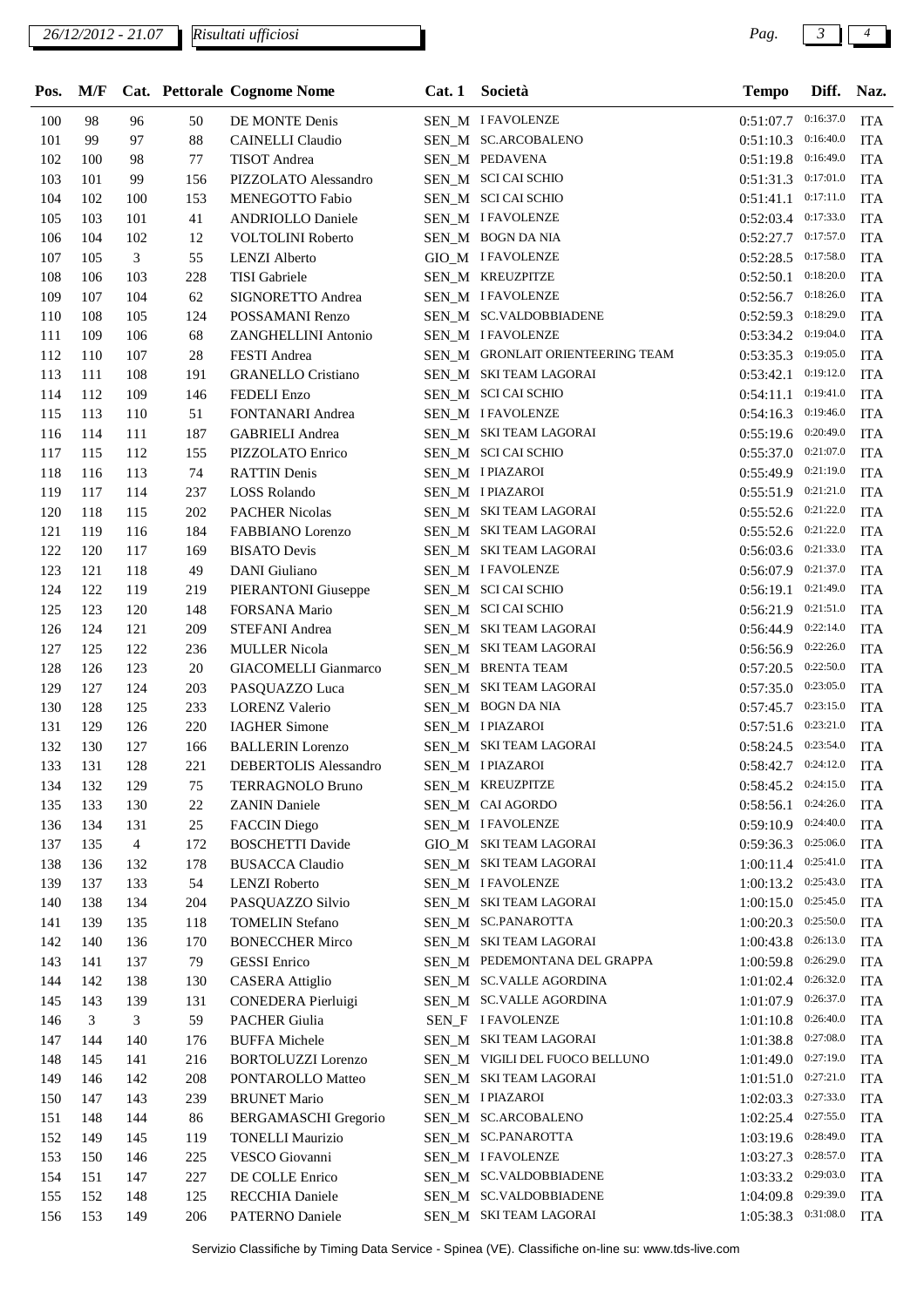| Pos. | M/F | Cat. | Pettorale | Cognome Nome | Cat. 1 | Società | Tempo | Diff. | Naz. |
|---|---|---|---|---|---|---|---|---|---|
| 100 | 98 | 96 | 50 | DE MONTE Denis | SEN_M | I FAVOLENZE | 0:51:07.7 | 0:16:37.0 | ITA |
| 101 | 99 | 97 | 88 | CAINELLI Claudio | SEN_M | SC.ARCOBALENO | 0:51:10.3 | 0:16:40.0 | ITA |
| 102 | 100 | 98 | 77 | TISOT Andrea | SEN_M | PEDAVENA | 0:51:19.8 | 0:16:49.0 | ITA |
| 103 | 101 | 99 | 156 | PIZZOLATO Alessandro | SEN_M | SCI CAI SCHIO | 0:51:31.3 | 0:17:01.0 | ITA |
| 104 | 102 | 100 | 153 | MENEGOTTO Fabio | SEN_M | SCI CAI SCHIO | 0:51:41.1 | 0:17:11.0 | ITA |
| 105 | 103 | 101 | 41 | ANDRIOLLO Daniele | SEN_M | I FAVOLENZE | 0:52:03.4 | 0:17:33.0 | ITA |
| 106 | 104 | 102 | 12 | VOLTOLINI Roberto | SEN_M | BOGN DA NIA | 0:52:27.7 | 0:17:57.0 | ITA |
| 107 | 105 | 3 | 55 | LENZI Alberto | GIO_M | I FAVOLENZE | 0:52:28.5 | 0:17:58.0 | ITA |
| 108 | 106 | 103 | 228 | TISI Gabriele | SEN_M | KREUZPITZE | 0:52:50.1 | 0:18:20.0 | ITA |
| 109 | 107 | 104 | 62 | SIGNORETTO Andrea | SEN_M | I FAVOLENZE | 0:52:56.7 | 0:18:26.0 | ITA |
| 110 | 108 | 105 | 124 | POSSAMANI Renzo | SEN_M | SC.VALDOBBIADENE | 0:52:59.3 | 0:18:29.0 | ITA |
| 111 | 109 | 106 | 68 | ZANGHELLINI Antonio | SEN_M | I FAVOLENZE | 0:53:34.2 | 0:19:04.0 | ITA |
| 112 | 110 | 107 | 28 | FESTI Andrea | SEN_M | GRONLAIT ORIENTEERING TEAM | 0:53:35.3 | 0:19:05.0 | ITA |
| 113 | 111 | 108 | 191 | GRANELLO Cristiano | SEN_M | SKI TEAM LAGORAI | 0:53:42.1 | 0:19:12.0 | ITA |
| 114 | 112 | 109 | 146 | FEDELI Enzo | SEN_M | SCI CAI SCHIO | 0:54:11.1 | 0:19:41.0 | ITA |
| 115 | 113 | 110 | 51 | FONTANARI Andrea | SEN_M | I FAVOLENZE | 0:54:16.3 | 0:19:46.0 | ITA |
| 116 | 114 | 111 | 187 | GABRIELI Andrea | SEN_M | SKI TEAM LAGORAI | 0:55:19.6 | 0:20:49.0 | ITA |
| 117 | 115 | 112 | 155 | PIZZOLATO Enrico | SEN_M | SCI CAI SCHIO | 0:55:37.0 | 0:21:07.0 | ITA |
| 118 | 116 | 113 | 74 | RATTIN Denis | SEN_M | I PIAZAROI | 0:55:49.9 | 0:21:19.0 | ITA |
| 119 | 117 | 114 | 237 | LOSS Rolando | SEN_M | I PIAZAROI | 0:55:51.9 | 0:21:21.0 | ITA |
| 120 | 118 | 115 | 202 | PACHER Nicolas | SEN_M | SKI TEAM LAGORAI | 0:55:52.6 | 0:21:22.0 | ITA |
| 121 | 119 | 116 | 184 | FABBIANO Lorenzo | SEN_M | SKI TEAM LAGORAI | 0:55:52.6 | 0:21:22.0 | ITA |
| 122 | 120 | 117 | 169 | BISATO Devis | SEN_M | SKI TEAM LAGORAI | 0:56:03.6 | 0:21:33.0 | ITA |
| 123 | 121 | 118 | 49 | DANI Giuliano | SEN_M | I FAVOLENZE | 0:56:07.9 | 0:21:37.0 | ITA |
| 124 | 122 | 119 | 219 | PIERANTONI Giuseppe | SEN_M | SCI CAI SCHIO | 0:56:19.1 | 0:21:49.0 | ITA |
| 125 | 123 | 120 | 148 | FORSANA Mario | SEN_M | SCI CAI SCHIO | 0:56:21.9 | 0:21:51.0 | ITA |
| 126 | 124 | 121 | 209 | STEFANI Andrea | SEN_M | SKI TEAM LAGORAI | 0:56:44.9 | 0:22:14.0 | ITA |
| 127 | 125 | 122 | 236 | MULLER Nicola | SEN_M | SKI TEAM LAGORAI | 0:56:56.9 | 0:22:26.0 | ITA |
| 128 | 126 | 123 | 20 | GIACOMELLI Gianmarco | SEN_M | BRENTA TEAM | 0:57:20.5 | 0:22:50.0 | ITA |
| 129 | 127 | 124 | 203 | PASQUAZZO Luca | SEN_M | SKI TEAM LAGORAI | 0:57:35.0 | 0:23:05.0 | ITA |
| 130 | 128 | 125 | 233 | LORENZ Valerio | SEN_M | BOGN DA NIA | 0:57:45.7 | 0:23:15.0 | ITA |
| 131 | 129 | 126 | 220 | IAGHER Simone | SEN_M | I PIAZAROI | 0:57:51.6 | 0:23:21.0 | ITA |
| 132 | 130 | 127 | 166 | BALLERIN Lorenzo | SEN_M | SKI TEAM LAGORAI | 0:58:24.5 | 0:23:54.0 | ITA |
| 133 | 131 | 128 | 221 | DEBERTOLIS Alessandro | SEN_M | I PIAZAROI | 0:58:42.7 | 0:24:12.0 | ITA |
| 134 | 132 | 129 | 75 | TERRAGNOLO Bruno | SEN_M | KREUZPITZE | 0:58:45.2 | 0:24:15.0 | ITA |
| 135 | 133 | 130 | 22 | ZANIN Daniele | SEN_M | CAI AGORDO | 0:58:56.1 | 0:24:26.0 | ITA |
| 136 | 134 | 131 | 25 | FACCIN Diego | SEN_M | I FAVOLENZE | 0:59:10.9 | 0:24:40.0 | ITA |
| 137 | 135 | 4 | 172 | BOSCHETTI Davide | GIO_M | SKI TEAM LAGORAI | 0:59:36.3 | 0:25:06.0 | ITA |
| 138 | 136 | 132 | 178 | BUSACCA Claudio | SEN_M | SKI TEAM LAGORAI | 1:00:11.4 | 0:25:41.0 | ITA |
| 139 | 137 | 133 | 54 | LENZI Roberto | SEN_M | I FAVOLENZE | 1:00:13.2 | 0:25:43.0 | ITA |
| 140 | 138 | 134 | 204 | PASQUAZZO Silvio | SEN_M | SKI TEAM LAGORAI | 1:00:15.0 | 0:25:45.0 | ITA |
| 141 | 139 | 135 | 118 | TOMELIN Stefano | SEN_M | SC.PANAROTTA | 1:00:20.3 | 0:25:50.0 | ITA |
| 142 | 140 | 136 | 170 | BONECCHER Mirco | SEN_M | SKI TEAM LAGORAI | 1:00:43.8 | 0:26:13.0 | ITA |
| 143 | 141 | 137 | 79 | GESSI Enrico | SEN_M | PEDEMONTANA DEL GRAPPA | 1:00:59.8 | 0:26:29.0 | ITA |
| 144 | 142 | 138 | 130 | CASERA Attiglio | SEN_M | SC.VALLE AGORDINA | 1:01:02.4 | 0:26:32.0 | ITA |
| 145 | 143 | 139 | 131 | CONEDERA Pierluigi | SEN_M | SC.VALLE AGORDINA | 1:01:07.9 | 0:26:37.0 | ITA |
| 146 | 3 | 3 | 59 | PACHER Giulia | SEN_F | I FAVOLENZE | 1:01:10.8 | 0:26:40.0 | ITA |
| 147 | 144 | 140 | 176 | BUFFA Michele | SEN_M | SKI TEAM LAGORAI | 1:01:38.8 | 0:27:08.0 | ITA |
| 148 | 145 | 141 | 216 | BORTOLUZZI Lorenzo | SEN_M | VIGILI DEL FUOCO BELLUNO | 1:01:49.0 | 0:27:19.0 | ITA |
| 149 | 146 | 142 | 208 | PONTAROLLO Matteo | SEN_M | SKI TEAM LAGORAI | 1:01:51.0 | 0:27:21.0 | ITA |
| 150 | 147 | 143 | 239 | BRUNET Mario | SEN_M | I PIAZAROI | 1:02:03.3 | 0:27:33.0 | ITA |
| 151 | 148 | 144 | 86 | BERGAMASCHI Gregorio | SEN_M | SC.ARCOBALENO | 1:02:25.4 | 0:27:55.0 | ITA |
| 152 | 149 | 145 | 119 | TONELLI Maurizio | SEN_M | SC.PANAROTTA | 1:03:19.6 | 0:28:49.0 | ITA |
| 153 | 150 | 146 | 225 | VESCO Giovanni | SEN_M | I FAVOLENZE | 1:03:27.3 | 0:28:57.0 | ITA |
| 154 | 151 | 147 | 227 | DE COLLE Enrico | SEN_M | SC.VALDOBBIADENE | 1:03:33.2 | 0:29:03.0 | ITA |
| 155 | 152 | 148 | 125 | RECCHIA Daniele | SEN_M | SC.VALDOBBIADENE | 1:04:09.8 | 0:29:39.0 | ITA |
| 156 | 153 | 149 | 206 | PATERNO Daniele | SEN_M | SKI TEAM LAGORAI | 1:05:38.3 | 0:31:08.0 | ITA |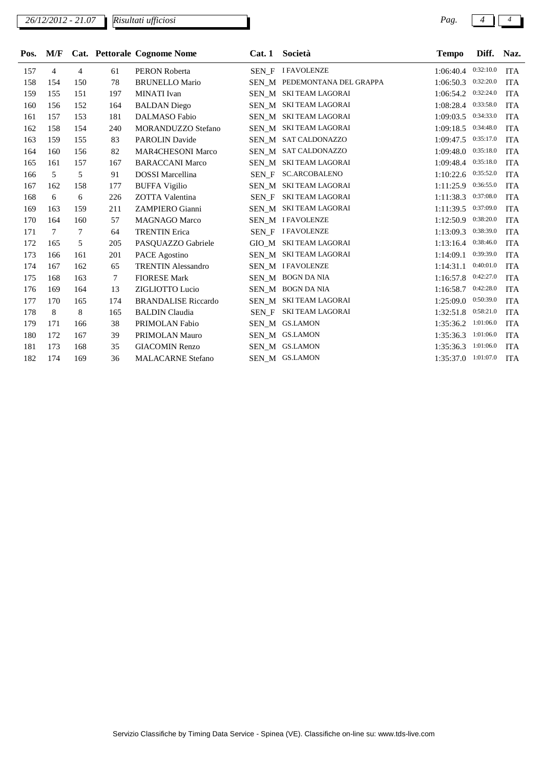| Pos. | M/F | Cat. | Pettorale | Cognome Nome | Cat. 1 | Società | Tempo | Diff. | Naz. |
|---|---|---|---|---|---|---|---|---|---|
| 157 | 4 | 4 | 61 | PERON Roberta | SEN_F | I FAVOLENZE | 1:06:40.4 | 0:32:10.0 | ITA |
| 158 | 154 | 150 | 78 | BRUNELLO Mario | SEN_M | PEDEMONTANA DEL GRAPPA | 1:06:50.3 | 0:32:20.0 | ITA |
| 159 | 155 | 151 | 197 | MINATI Ivan | SEN_M | SKI TEAM LAGORAI | 1:06:54.2 | 0:32:24.0 | ITA |
| 160 | 156 | 152 | 164 | BALDAN Diego | SEN_M | SKI TEAM LAGORAI | 1:08:28.4 | 0:33:58.0 | ITA |
| 161 | 157 | 153 | 181 | DALMASO Fabio | SEN_M | SKI TEAM LAGORAI | 1:09:03.5 | 0:34:33.0 | ITA |
| 162 | 158 | 154 | 240 | MORANDUZZO Stefano | SEN_M | SKI TEAM LAGORAI | 1:09:18.5 | 0:34:48.0 | ITA |
| 163 | 159 | 155 | 83 | PAROLIN Davide | SEN_M | SAT CALDONAZZO | 1:09:47.5 | 0:35:17.0 | ITA |
| 164 | 160 | 156 | 82 | MAR4CHESONI Marco | SEN_M | SAT CALDONAZZO | 1:09:48.0 | 0:35:18.0 | ITA |
| 165 | 161 | 157 | 167 | BARACCANI Marco | SEN_M | SKI TEAM LAGORAI | 1:09:48.4 | 0:35:18.0 | ITA |
| 166 | 5 | 5 | 91 | DOSSI Marcellina | SEN_F | SC.ARCOBALENO | 1:10:22.6 | 0:35:52.0 | ITA |
| 167 | 162 | 158 | 177 | BUFFA Vigilio | SEN_M | SKI TEAM LAGORAI | 1:11:25.9 | 0:36:55.0 | ITA |
| 168 | 6 | 6 | 226 | ZOTTA Valentina | SEN_F | SKI TEAM LAGORAI | 1:11:38.3 | 0:37:08.0 | ITA |
| 169 | 163 | 159 | 211 | ZAMPIERO Gianni | SEN_M | SKI TEAM LAGORAI | 1:11:39.5 | 0:37:09.0 | ITA |
| 170 | 164 | 160 | 57 | MAGNAGO Marco | SEN_M | I FAVOLENZE | 1:12:50.9 | 0:38:20.0 | ITA |
| 171 | 7 | 7 | 64 | TRENTIN Erica | SEN_F | I FAVOLENZE | 1:13:09.3 | 0:38:39.0 | ITA |
| 172 | 165 | 5 | 205 | PASQUAZZO Gabriele | GIO_M | SKI TEAM LAGORAI | 1:13:16.4 | 0:38:46.0 | ITA |
| 173 | 166 | 161 | 201 | PACE Agostino | SEN_M | SKI TEAM LAGORAI | 1:14:09.1 | 0:39:39.0 | ITA |
| 174 | 167 | 162 | 65 | TRENTIN Alessandro | SEN_M | I FAVOLENZE | 1:14:31.1 | 0:40:01.0 | ITA |
| 175 | 168 | 163 | 7 | FIORESE Mark | SEN_M | BOGN DA NIA | 1:16:57.8 | 0:42:27.0 | ITA |
| 176 | 169 | 164 | 13 | ZIGLIOTTO Lucio | SEN_M | BOGN DA NIA | 1:16:58.7 | 0:42:28.0 | ITA |
| 177 | 170 | 165 | 174 | BRANDALISE Riccardo | SEN_M | SKI TEAM LAGORAI | 1:25:09.0 | 0:50:39.0 | ITA |
| 178 | 8 | 8 | 165 | BALDIN Claudia | SEN_F | SKI TEAM LAGORAI | 1:32:51.8 | 0:58:21.0 | ITA |
| 179 | 171 | 166 | 38 | PRIMOLAN Fabio | SEN_M | GS.LAMON | 1:35:36.2 | 1:01:06.0 | ITA |
| 180 | 172 | 167 | 39 | PRIMOLAN Mauro | SEN_M | GS.LAMON | 1:35:36.3 | 1:01:06.0 | ITA |
| 181 | 173 | 168 | 35 | GIACOMIN Renzo | SEN_M | GS.LAMON | 1:35:36.3 | 1:01:06.0 | ITA |
| 182 | 174 | 169 | 36 | MALACARNE Stefano | SEN_M | GS.LAMON | 1:35:37.0 | 1:01:07.0 | ITA |